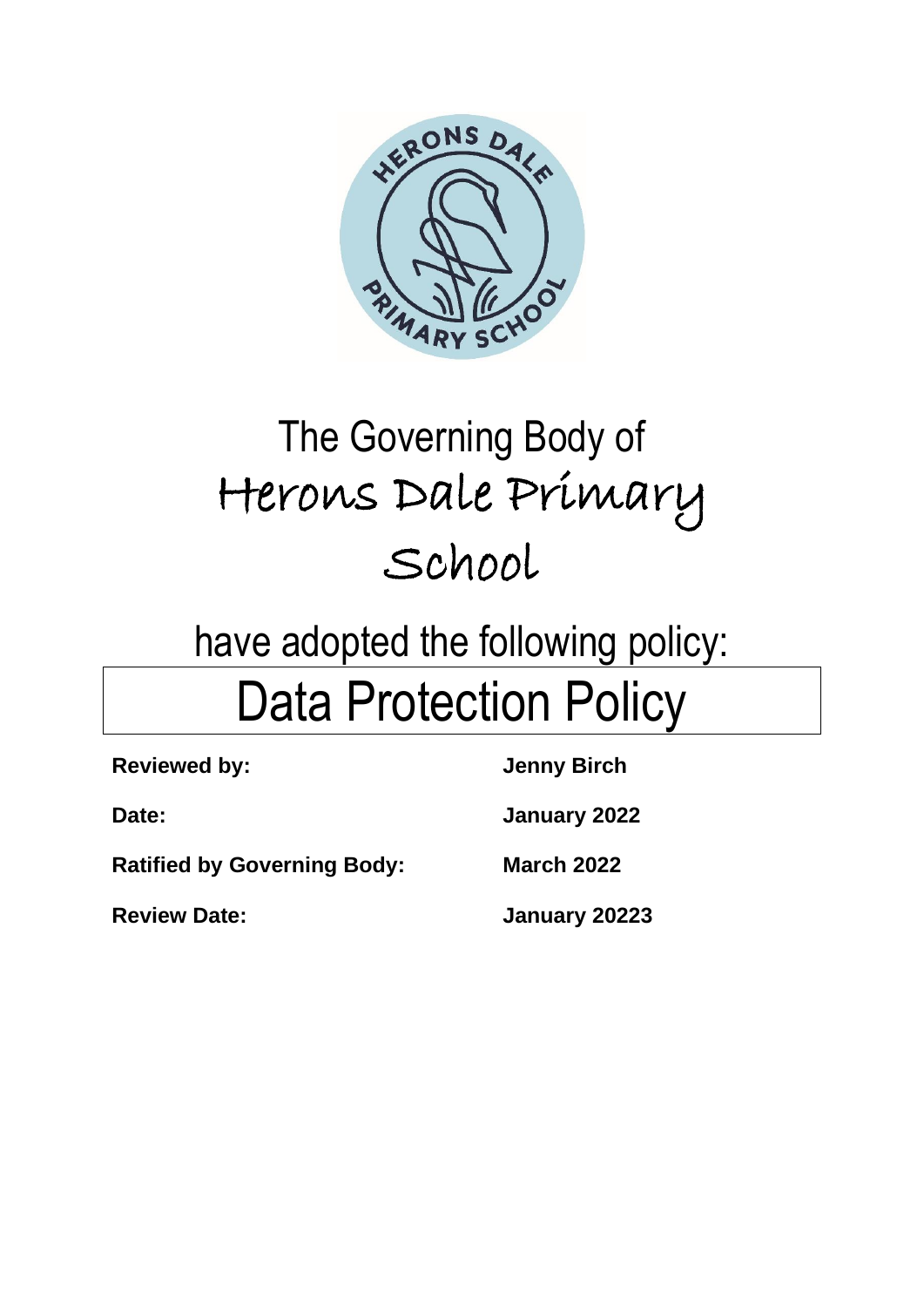The Governing Body of

Herons Dale Primary School

have adopted the following policy:

# Data Protection Policy

| | |
|---|---|
| **Reviewed by:** | **Jenny Birch** |
| **Date:** | **January 2022** |
| **Ratified by Governing Body:** | **March 2022** |
| **Review Date:** | **January 20223** |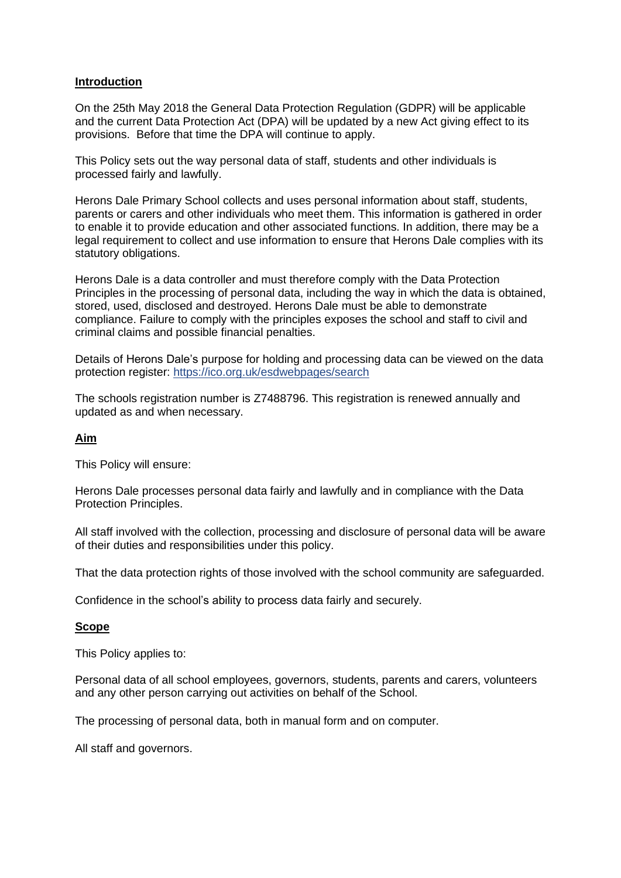## Introduction

On the 25th May 2018 the General Data Protection Regulation (GDPR) will be applicable and the current Data Protection Act (DPA) will be updated by a new Act giving effect to its provisions. Before that time the DPA will continue to apply.

This Policy sets out the way personal data of staff, students and other individuals is processed fairly and lawfully.

Herons Dale Primary School collects and uses personal information about staff, students, parents or carers and other individuals who meet them. This information is gathered in order to enable it to provide education and other associated functions. In addition, there may be a legal requirement to collect and use information to ensure that Herons Dale complies with its statutory obligations.

Herons Dale is a data controller and must therefore comply with the Data Protection Principles in the processing of personal data, including the way in which the data is obtained, stored, used, disclosed and destroyed. Herons Dale must be able to demonstrate compliance. Failure to comply with the principles exposes the school and staff to civil and criminal claims and possible financial penalties.

Details of Herons Dale's purpose for holding and processing data can be viewed on the data protection register: https://ico.org.uk/esdwebpages/search

The schools registration number is Z7488796. This registration is renewed annually and updated as and when necessary.

## Aim

This Policy will ensure:

Herons Dale processes personal data fairly and lawfully and in compliance with the Data Protection Principles.

All staff involved with the collection, processing and disclosure of personal data will be aware of their duties and responsibilities under this policy.

That the data protection rights of those involved with the school community are safeguarded.

Confidence in the school's ability to process data fairly and securely.

## Scope

This Policy applies to:

Personal data of all school employees, governors, students, parents and carers, volunteers and any other person carrying out activities on behalf of the School.

The processing of personal data, both in manual form and on computer.

All staff and governors.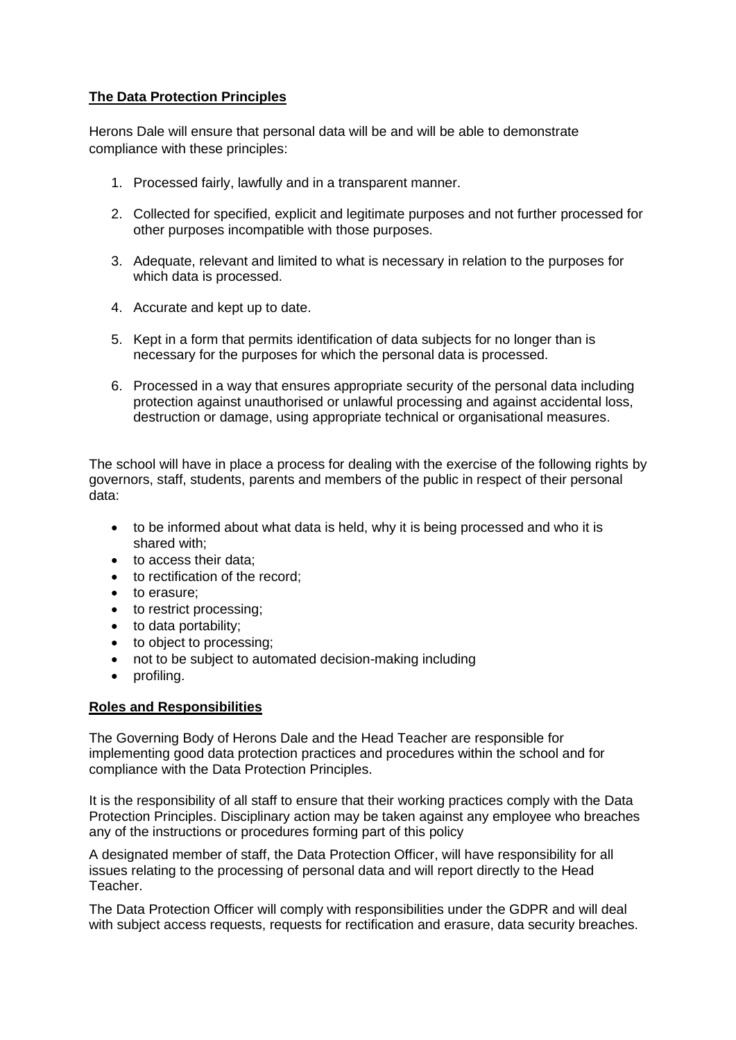**The Data Protection Principles**

Herons Dale will ensure that personal data will be and will be able to demonstrate compliance with these principles:

1. Processed fairly, lawfully and in a transparent manner.
2. Collected for specified, explicit and legitimate purposes and not further processed for other purposes incompatible with those purposes.
3. Adequate, relevant and limited to what is necessary in relation to the purposes for which data is processed.
4. Accurate and kept up to date.
5. Kept in a form that permits identification of data subjects for no longer than is necessary for the purposes for which the personal data is processed.
6. Processed in a way that ensures appropriate security of the personal data including protection against unauthorised or unlawful processing and against accidental loss, destruction or damage, using appropriate technical or organisational measures.

The school will have in place a process for dealing with the exercise of the following rights by governors, staff, students, parents and members of the public in respect of their personal data:

- to be informed about what data is held, why it is being processed and who it is shared with;
- to access their data;
- to rectification of the record;
- to erasure;
- to restrict processing;
- to data portability;
- to object to processing;
- not to be subject to automated decision-making including
- profiling.

**Roles and Responsibilities**

The Governing Body of Herons Dale and the Head Teacher are responsible for implementing good data protection practices and procedures within the school and for compliance with the Data Protection Principles.

It is the responsibility of all staff to ensure that their working practices comply with the Data Protection Principles. Disciplinary action may be taken against any employee who breaches any of the instructions or procedures forming part of this policy

A designated member of staff, the Data Protection Officer, will have responsibility for all issues relating to the processing of personal data and will report directly to the Head Teacher.

The Data Protection Officer will comply with responsibilities under the GDPR and will deal with subject access requests, requests for rectification and erasure, data security breaches.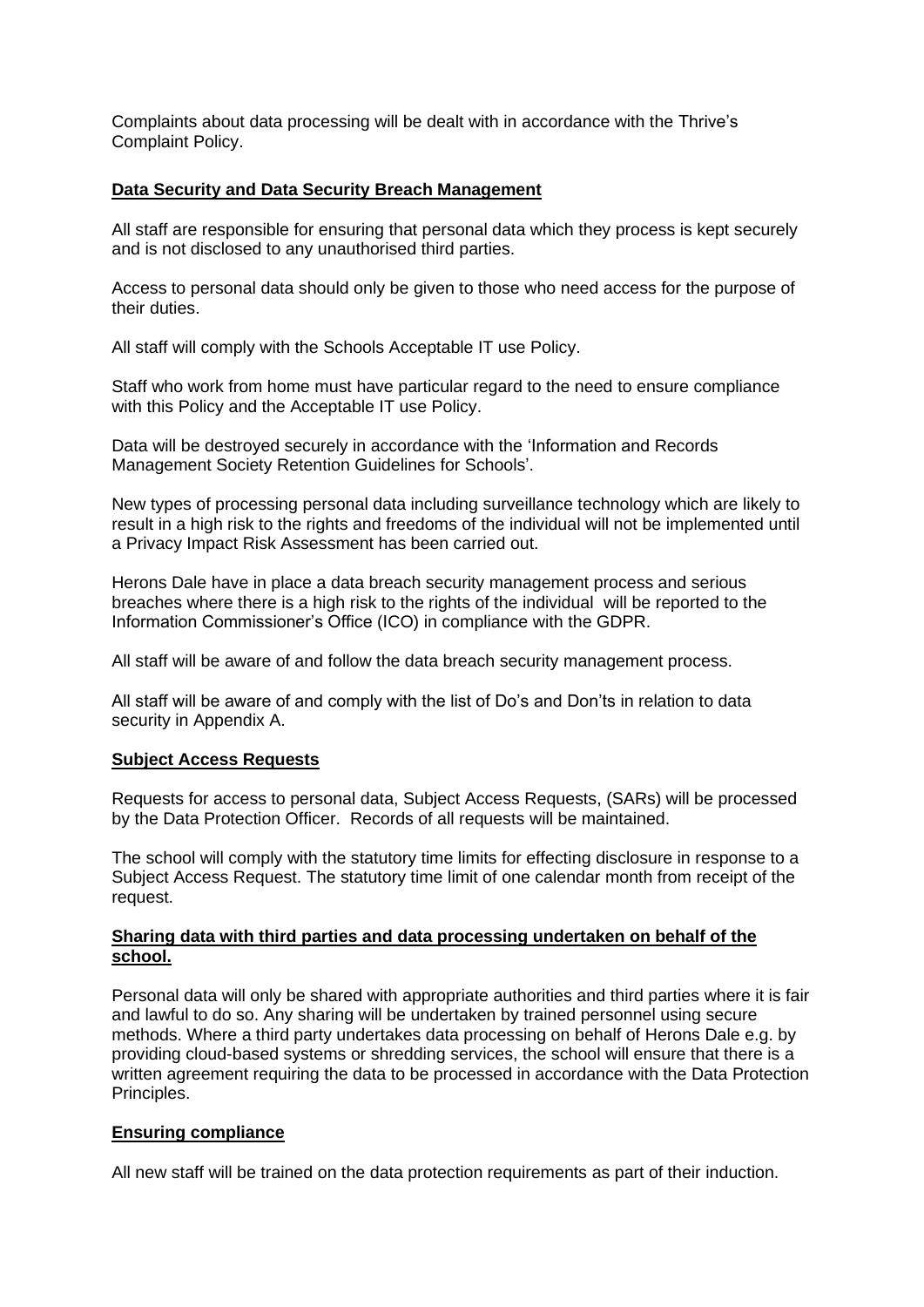Complaints about data processing will be dealt with in accordance with the Thrive's Complaint Policy.

## **Data Security and Data Security Breach Management**

All staff are responsible for ensuring that personal data which they process is kept securely and is not disclosed to any unauthorised third parties.

Access to personal data should only be given to those who need access for the purpose of their duties.

All staff will comply with the Schools Acceptable IT use Policy.

Staff who work from home must have particular regard to the need to ensure compliance with this Policy and the Acceptable IT use Policy.

Data will be destroyed securely in accordance with the 'Information and Records Management Society Retention Guidelines for Schools'.

New types of processing personal data including surveillance technology which are likely to result in a high risk to the rights and freedoms of the individual will not be implemented until a Privacy Impact Risk Assessment has been carried out.

Herons Dale have in place a data breach security management process and serious breaches where there is a high risk to the rights of the individual will be reported to the Information Commissioner's Office (ICO) in compliance with the GDPR.

All staff will be aware of and follow the data breach security management process.

All staff will be aware of and comply with the list of Do's and Don'ts in relation to data security in Appendix A.

## **Subject Access Requests**

Requests for access to personal data, Subject Access Requests, (SARs) will be processed by the Data Protection Officer. Records of all requests will be maintained.

The school will comply with the statutory time limits for effecting disclosure in response to a Subject Access Request. The statutory time limit of one calendar month from receipt of the request.

## **Sharing data with third parties and data processing undertaken on behalf of the school.**

Personal data will only be shared with appropriate authorities and third parties where it is fair and lawful to do so. Any sharing will be undertaken by trained personnel using secure methods. Where a third party undertakes data processing on behalf of Herons Dale e.g. by providing cloud-based systems or shredding services, the school will ensure that there is a written agreement requiring the data to be processed in accordance with the Data Protection Principles.

## **Ensuring compliance**

All new staff will be trained on the data protection requirements as part of their induction.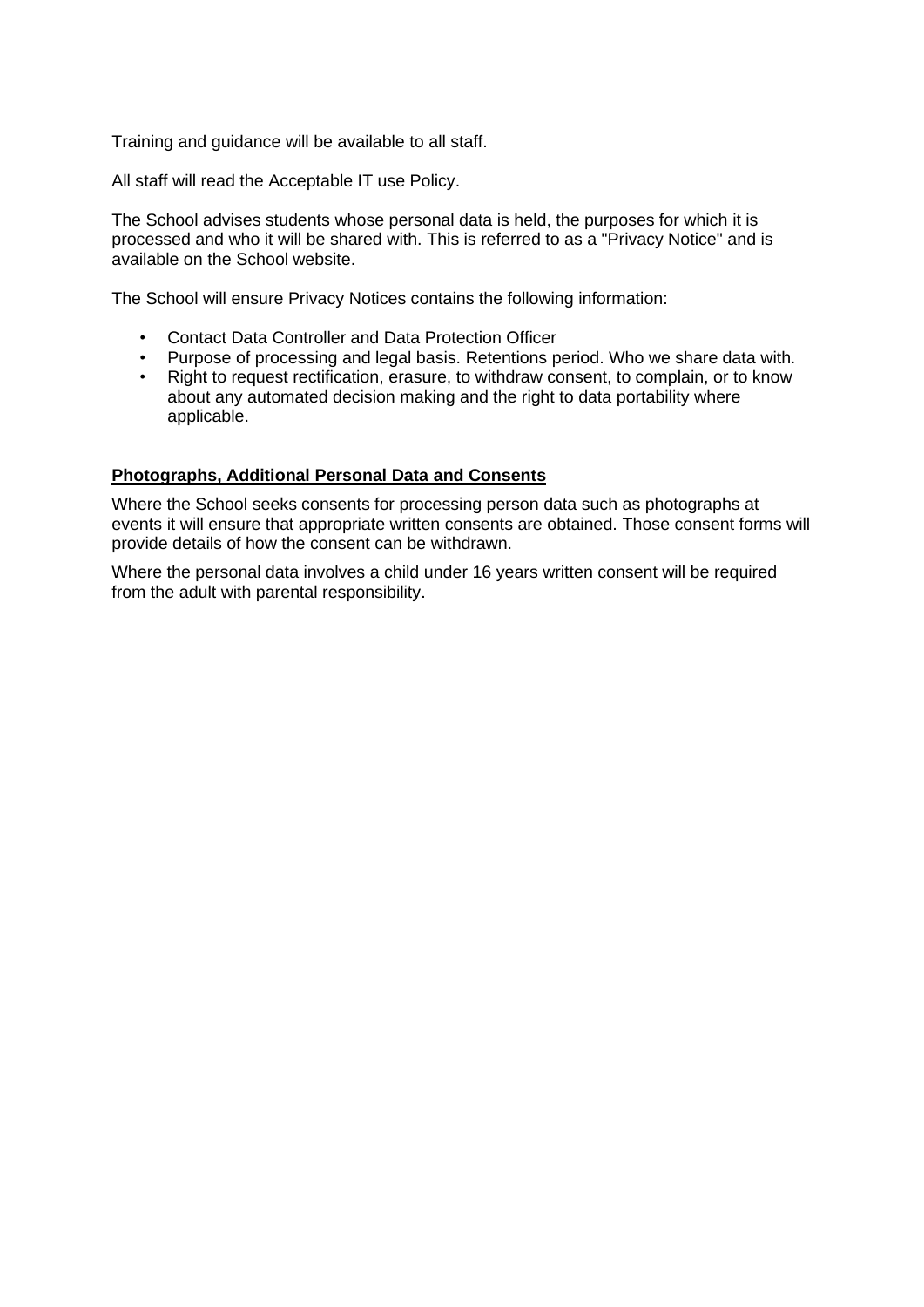Training and guidance will be available to all staff.

All staff will read the Acceptable IT use Policy.

The School advises students whose personal data is held, the purposes for which it is processed and who it will be shared with. This is referred to as a "Privacy Notice" and is available on the School website.

The School will ensure Privacy Notices contains the following information:

- Contact Data Controller and Data Protection Officer
- Purpose of processing and legal basis. Retentions period. Who we share data with.
- Right to request rectification, erasure, to withdraw consent, to complain, or to know about any automated decision making and the right to data portability where applicable.

**Photographs, Additional Personal Data and Consents**

Where the School seeks consents for processing person data such as photographs at events it will ensure that appropriate written consents are obtained. Those consent forms will provide details of how the consent can be withdrawn.

Where the personal data involves a child under 16 years written consent will be required from the adult with parental responsibility.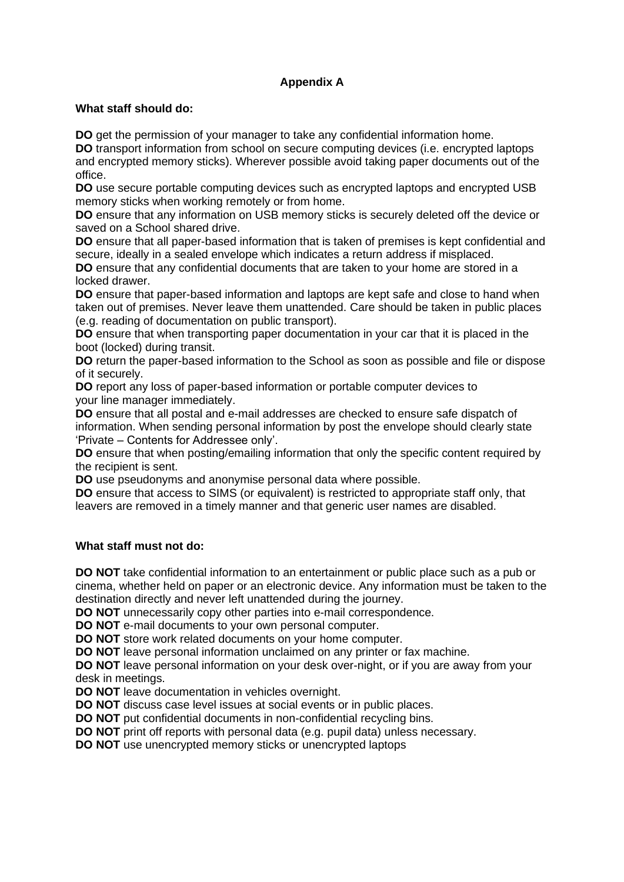## Appendix A

**What staff should do:**

**DO** get the permission of your manager to take any confidential information home.
**DO** transport information from school on secure computing devices (i.e. encrypted laptops and encrypted memory sticks). Wherever possible avoid taking paper documents out of the office.
**DO** use secure portable computing devices such as encrypted laptops and encrypted USB memory sticks when working remotely or from home.
**DO** ensure that any information on USB memory sticks is securely deleted off the device or saved on a School shared drive.
**DO** ensure that all paper-based information that is taken of premises is kept confidential and secure, ideally in a sealed envelope which indicates a return address if misplaced.
**DO** ensure that any confidential documents that are taken to your home are stored in a locked drawer.
**DO** ensure that paper-based information and laptops are kept safe and close to hand when taken out of premises. Never leave them unattended. Care should be taken in public places (e.g. reading of documentation on public transport).
**DO** ensure that when transporting paper documentation in your car that it is placed in the boot (locked) during transit.
**DO** return the paper-based information to the School as soon as possible and file or dispose of it securely.
**DO** report any loss of paper-based information or portable computer devices to your line manager immediately.
**DO** ensure that all postal and e-mail addresses are checked to ensure safe dispatch of information. When sending personal information by post the envelope should clearly state 'Private – Contents for Addressee only'.
**DO** ensure that when posting/emailing information that only the specific content required by the recipient is sent.
**DO** use pseudonyms and anonymise personal data where possible.
**DO** ensure that access to SIMS (or equivalent) is restricted to appropriate staff only, that leavers are removed in a timely manner and that generic user names are disabled.

**What staff must not do:**

**DO NOT** take confidential information to an entertainment or public place such as a pub or cinema, whether held on paper or an electronic device. Any information must be taken to the destination directly and never left unattended during the journey.
**DO NOT** unnecessarily copy other parties into e-mail correspondence.
**DO NOT** e-mail documents to your own personal computer.
**DO NOT** store work related documents on your home computer.
**DO NOT** leave personal information unclaimed on any printer or fax machine.
**DO NOT** leave personal information on your desk over-night, or if you are away from your desk in meetings.
**DO NOT** leave documentation in vehicles overnight.
**DO NOT** discuss case level issues at social events or in public places.
**DO NOT** put confidential documents in non-confidential recycling bins.
**DO NOT** print off reports with personal data (e.g. pupil data) unless necessary.
**DO NOT** use unencrypted memory sticks or unencrypted laptops